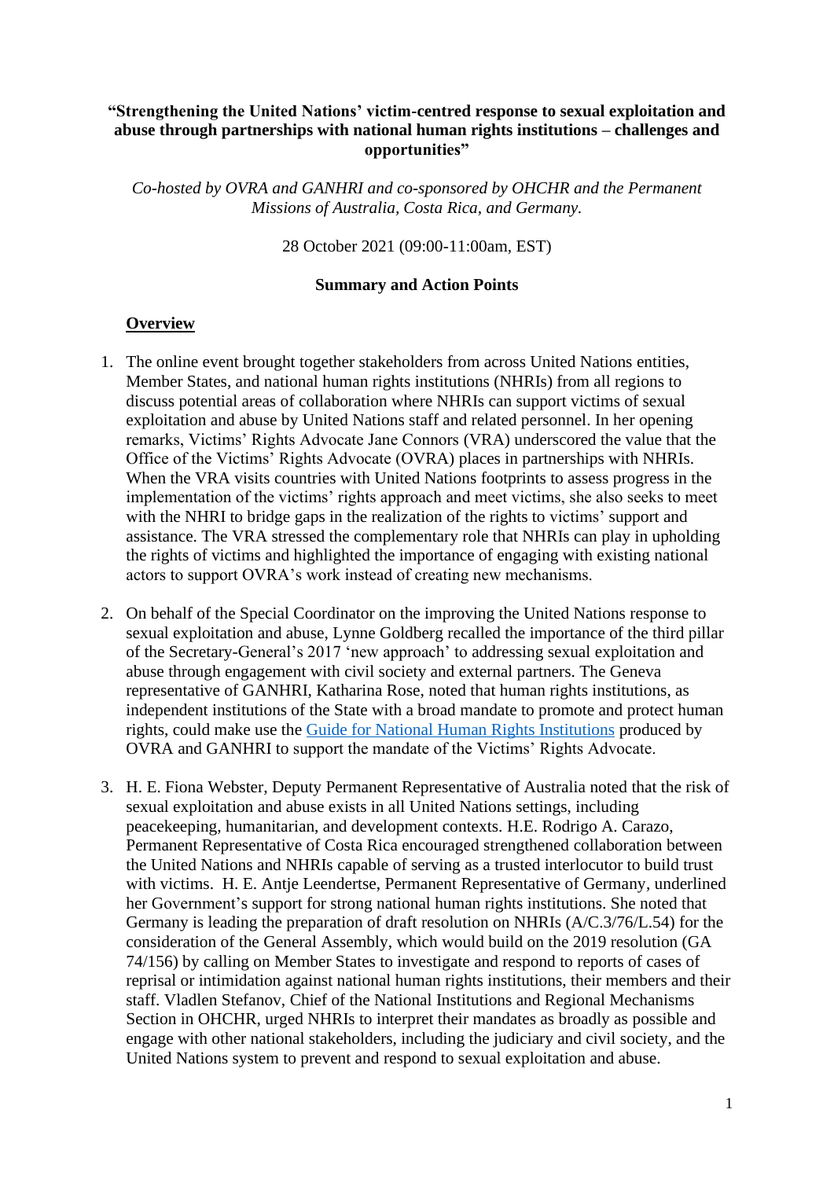**"Strengthening the United Nations' victim-centred response to sexual exploitation and abuse through partnerships with national human rights institutions – challenges and opportunities"**

*Co-hosted by OVRA and GANHRI and co-sponsored by OHCHR and the Permanent Missions of Australia, Costa Rica, and Germany.*

28 October 2021 (09:00-11:00am, EST)

**Summary and Action Points**

## Overview

1. The online event brought together stakeholders from across United Nations entities, Member States, and national human rights institutions (NHRIs) from all regions to discuss potential areas of collaboration where NHRIs can support victims of sexual exploitation and abuse by United Nations staff and related personnel. In her opening remarks, Victims' Rights Advocate Jane Connors (VRA) underscored the value that the Office of the Victims' Rights Advocate (OVRA) places in partnerships with NHRIs. When the VRA visits countries with United Nations footprints to assess progress in the implementation of the victims' rights approach and meet victims, she also seeks to meet with the NHRI to bridge gaps in the realization of the rights to victims' support and assistance. The VRA stressed the complementary role that NHRIs can play in upholding the rights of victims and highlighted the importance of engaging with existing national actors to support OVRA's work instead of creating new mechanisms.

2. On behalf of the Special Coordinator on the improving the United Nations response to sexual exploitation and abuse, Lynne Goldberg recalled the importance of the third pillar of the Secretary-General's 2017 'new approach' to addressing sexual exploitation and abuse through engagement with civil society and external partners. The Geneva representative of GANHRI, Katharina Rose, noted that human rights institutions, as independent institutions of the State with a broad mandate to promote and protect human rights, could make use the Guide for National Human Rights Institutions produced by OVRA and GANHRI to support the mandate of the Victims' Rights Advocate.

3. H. E. Fiona Webster, Deputy Permanent Representative of Australia noted that the risk of sexual exploitation and abuse exists in all United Nations settings, including peacekeeping, humanitarian, and development contexts. H.E. Rodrigo A. Carazo, Permanent Representative of Costa Rica encouraged strengthened collaboration between the United Nations and NHRIs capable of serving as a trusted interlocutor to build trust with victims. H. E. Antje Leendertse, Permanent Representative of Germany, underlined her Government's support for strong national human rights institutions. She noted that Germany is leading the preparation of draft resolution on NHRIs (A/C.3/76/L.54) for the consideration of the General Assembly, which would build on the 2019 resolution (GA 74/156) by calling on Member States to investigate and respond to reports of cases of reprisal or intimidation against national human rights institutions, their members and their staff. Vladlen Stefanov, Chief of the National Institutions and Regional Mechanisms Section in OHCHR, urged NHRIs to interpret their mandates as broadly as possible and engage with other national stakeholders, including the judiciary and civil society, and the United Nations system to prevent and respond to sexual exploitation and abuse.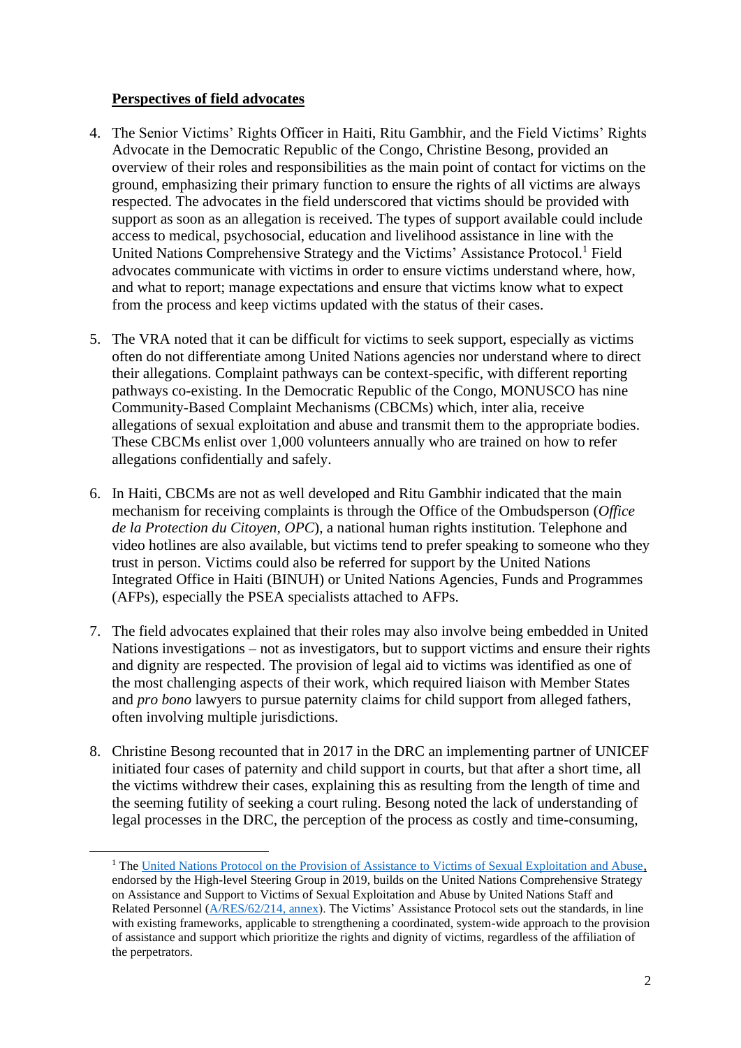**Perspectives of field advocates**

4. The Senior Victims' Rights Officer in Haiti, Ritu Gambhir, and the Field Victims' Rights Advocate in the Democratic Republic of the Congo, Christine Besong, provided an overview of their roles and responsibilities as the main point of contact for victims on the ground, emphasizing their primary function to ensure the rights of all victims are always respected. The advocates in the field underscored that victims should be provided with support as soon as an allegation is received. The types of support available could include access to medical, psychosocial, education and livelihood assistance in line with the United Nations Comprehensive Strategy and the Victims' Assistance Protocol.[1] Field advocates communicate with victims in order to ensure victims understand where, how, and what to report; manage expectations and ensure that victims know what to expect from the process and keep victims updated with the status of their cases.

5. The VRA noted that it can be difficult for victims to seek support, especially as victims often do not differentiate among United Nations agencies nor understand where to direct their allegations. Complaint pathways can be context-specific, with different reporting pathways co-existing. In the Democratic Republic of the Congo, MONUSCO has nine Community-Based Complaint Mechanisms (CBCMs) which, inter alia, receive allegations of sexual exploitation and abuse and transmit them to the appropriate bodies. These CBCMs enlist over 1,000 volunteers annually who are trained on how to refer allegations confidentially and safely.

6. In Haiti, CBCMs are not as well developed and Ritu Gambhir indicated that the main mechanism for receiving complaints is through the Office of the Ombudsperson (*Office de la Protection du Citoyen, OPC*), a national human rights institution. Telephone and video hotlines are also available, but victims tend to prefer speaking to someone who they trust in person. Victims could also be referred for support by the United Nations Integrated Office in Haiti (BINUH) or United Nations Agencies, Funds and Programmes (AFPs), especially the PSEA specialists attached to AFPs.

7. The field advocates explained that their roles may also involve being embedded in United Nations investigations – not as investigators, but to support victims and ensure their rights and dignity are respected. The provision of legal aid to victims was identified as one of the most challenging aspects of their work, which required liaison with Member States and *pro bono* lawyers to pursue paternity claims for child support from alleged fathers, often involving multiple jurisdictions.

8. Christine Besong recounted that in 2017 in the DRC an implementing partner of UNICEF initiated four cases of paternity and child support in courts, but that after a short time, all the victims withdrew their cases, explaining this as resulting from the length of time and the seeming futility of seeking a court ruling. Besong noted the lack of understanding of legal processes in the DRC, the perception of the process as costly and time-consuming,

---

[1] The United Nations Protocol on the Provision of Assistance to Victims of Sexual Exploitation and Abuse, endorsed by the High-level Steering Group in 2019, builds on the United Nations Comprehensive Strategy on Assistance and Support to Victims of Sexual Exploitation and Abuse by United Nations Staff and Related Personnel (A/RES/62/214, annex). The Victims' Assistance Protocol sets out the standards, in line with existing frameworks, applicable to strengthening a coordinated, system-wide approach to the provision of assistance and support which prioritize the rights and dignity of victims, regardless of the affiliation of the perpetrators.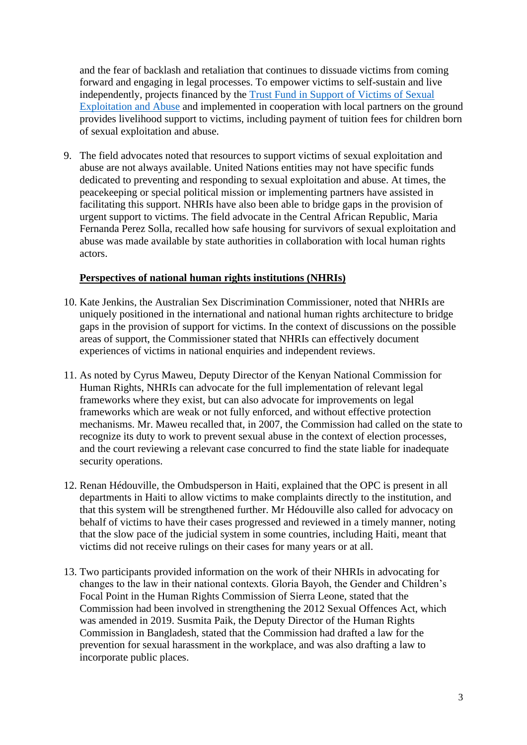and the fear of backlash and retaliation that continues to dissuade victims from coming forward and engaging in legal processes. To empower victims to self-sustain and live independently, projects financed by the [Trust Fund in Support of Victims of Sexual Exploitation and Abuse]() and implemented in cooperation with local partners on the ground provides livelihood support to victims, including payment of tuition fees for children born of sexual exploitation and abuse.

9. The field advocates noted that resources to support victims of sexual exploitation and abuse are not always available. United Nations entities may not have specific funds dedicated to preventing and responding to sexual exploitation and abuse. At times, the peacekeeping or special political mission or implementing partners have assisted in facilitating this support. NHRIs have also been able to bridge gaps in the provision of urgent support to victims. The field advocate in the Central African Republic, Maria Fernanda Perez Solla, recalled how safe housing for survivors of sexual exploitation and abuse was made available by state authorities in collaboration with local human rights actors.

**Perspectives of national human rights institutions (NHRIs)**

10. Kate Jenkins, the Australian Sex Discrimination Commissioner, noted that NHRIs are uniquely positioned in the international and national human rights architecture to bridge gaps in the provision of support for victims. In the context of discussions on the possible areas of support, the Commissioner stated that NHRIs can effectively document experiences of victims in national enquiries and independent reviews.

11. As noted by Cyrus Maweu, Deputy Director of the Kenyan National Commission for Human Rights, NHRIs can advocate for the full implementation of relevant legal frameworks where they exist, but can also advocate for improvements on legal frameworks which are weak or not fully enforced, and without effective protection mechanisms. Mr. Maweu recalled that, in 2007, the Commission had called on the state to recognize its duty to work to prevent sexual abuse in the context of election processes, and the court reviewing a relevant case concurred to find the state liable for inadequate security operations.

12. Renan Hédouville, the Ombudsperson in Haiti, explained that the OPC is present in all departments in Haiti to allow victims to make complaints directly to the institution, and that this system will be strengthened further. Mr Hédouville also called for advocacy on behalf of victims to have their cases progressed and reviewed in a timely manner, noting that the slow pace of the judicial system in some countries, including Haiti, meant that victims did not receive rulings on their cases for many years or at all.

13. Two participants provided information on the work of their NHRIs in advocating for changes to the law in their national contexts. Gloria Bayoh, the Gender and Children's Focal Point in the Human Rights Commission of Sierra Leone, stated that the Commission had been involved in strengthening the 2012 Sexual Offences Act, which was amended in 2019. Susmita Paik, the Deputy Director of the Human Rights Commission in Bangladesh, stated that the Commission had drafted a law for the prevention for sexual harassment in the workplace, and was also drafting a law to incorporate public places.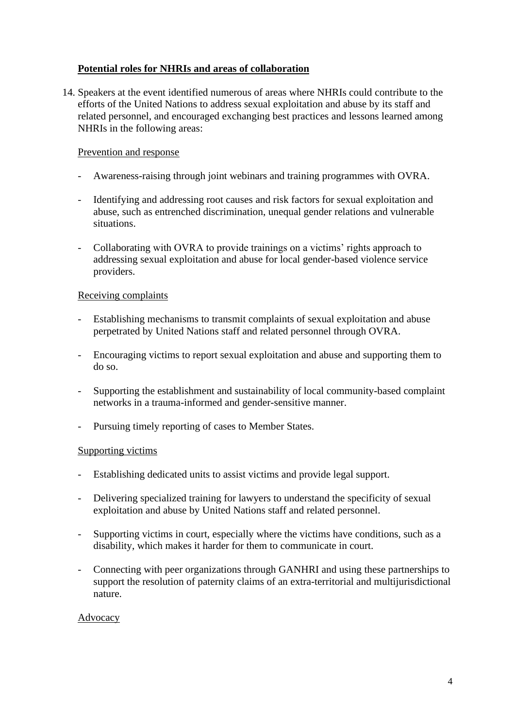**Potential roles for NHRIs and areas of collaboration**

14. Speakers at the event identified numerous of areas where NHRIs could contribute to the efforts of the United Nations to address sexual exploitation and abuse by its staff and related personnel, and encouraged exchanging best practices and lessons learned among NHRIs in the following areas:

Prevention and response

- Awareness-raising through joint webinars and training programmes with OVRA.
- Identifying and addressing root causes and risk factors for sexual exploitation and abuse, such as entrenched discrimination, unequal gender relations and vulnerable situations.
- Collaborating with OVRA to provide trainings on a victims' rights approach to addressing sexual exploitation and abuse for local gender-based violence service providers.

Receiving complaints

- Establishing mechanisms to transmit complaints of sexual exploitation and abuse perpetrated by United Nations staff and related personnel through OVRA.
- Encouraging victims to report sexual exploitation and abuse and supporting them to do so.
- Supporting the establishment and sustainability of local community-based complaint networks in a trauma-informed and gender-sensitive manner.
- Pursuing timely reporting of cases to Member States.

Supporting victims

- Establishing dedicated units to assist victims and provide legal support.
- Delivering specialized training for lawyers to understand the specificity of sexual exploitation and abuse by United Nations staff and related personnel.
- Supporting victims in court, especially where the victims have conditions, such as a disability, which makes it harder for them to communicate in court.
- Connecting with peer organizations through GANHRI and using these partnerships to support the resolution of paternity claims of an extra-territorial and multijurisdictional nature.

Advocacy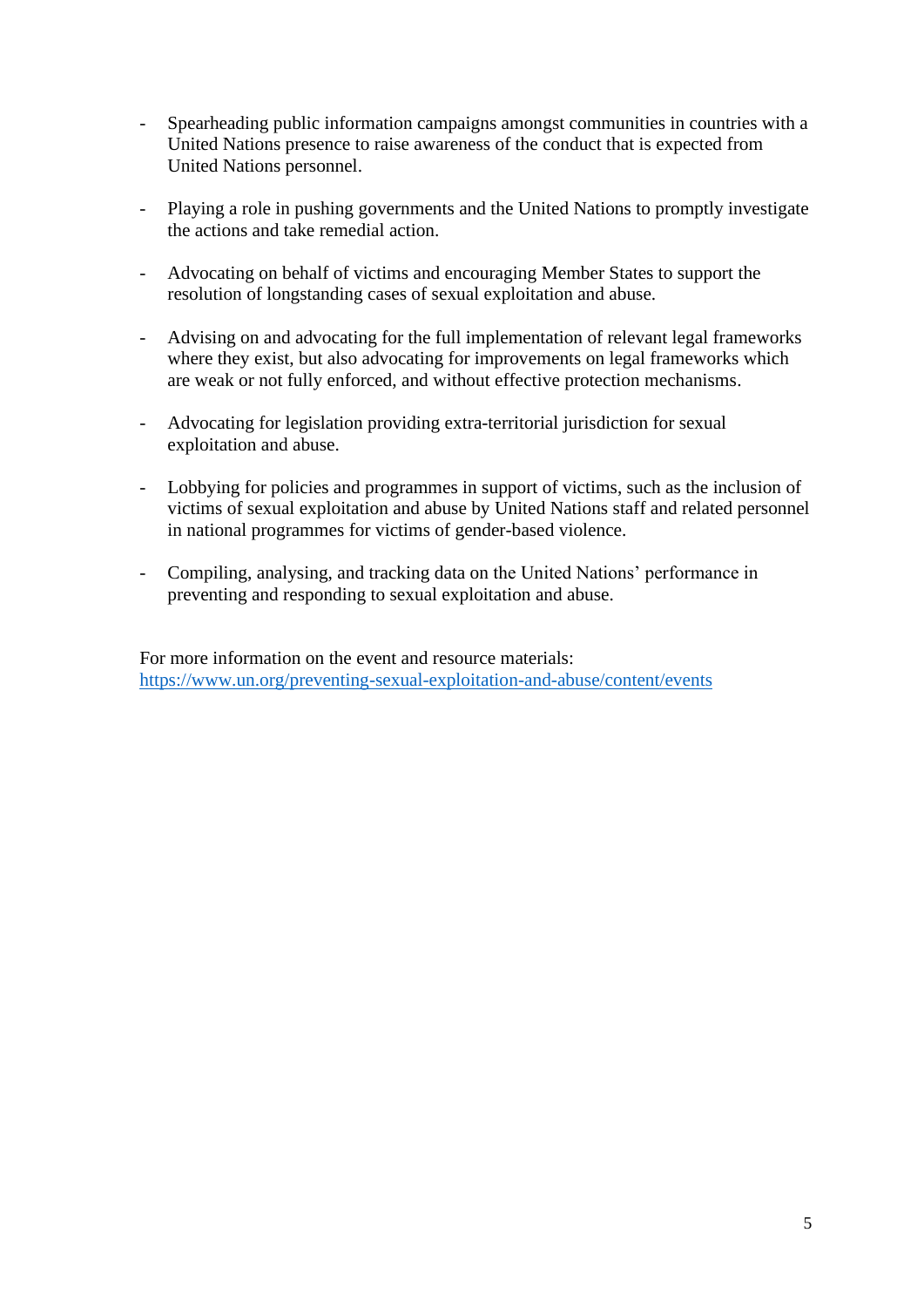- Spearheading public information campaigns amongst communities in countries with a United Nations presence to raise awareness of the conduct that is expected from United Nations personnel.

- Playing a role in pushing governments and the United Nations to promptly investigate the actions and take remedial action.

- Advocating on behalf of victims and encouraging Member States to support the resolution of longstanding cases of sexual exploitation and abuse.

- Advising on and advocating for the full implementation of relevant legal frameworks where they exist, but also advocating for improvements on legal frameworks which are weak or not fully enforced, and without effective protection mechanisms.

- Advocating for legislation providing extra-territorial jurisdiction for sexual exploitation and abuse.

- Lobbying for policies and programmes in support of victims, such as the inclusion of victims of sexual exploitation and abuse by United Nations staff and related personnel in national programmes for victims of gender-based violence.

- Compiling, analysing, and tracking data on the United Nations' performance in preventing and responding to sexual exploitation and abuse.

For more information on the event and resource materials:
https://www.un.org/preventing-sexual-exploitation-and-abuse/content/events